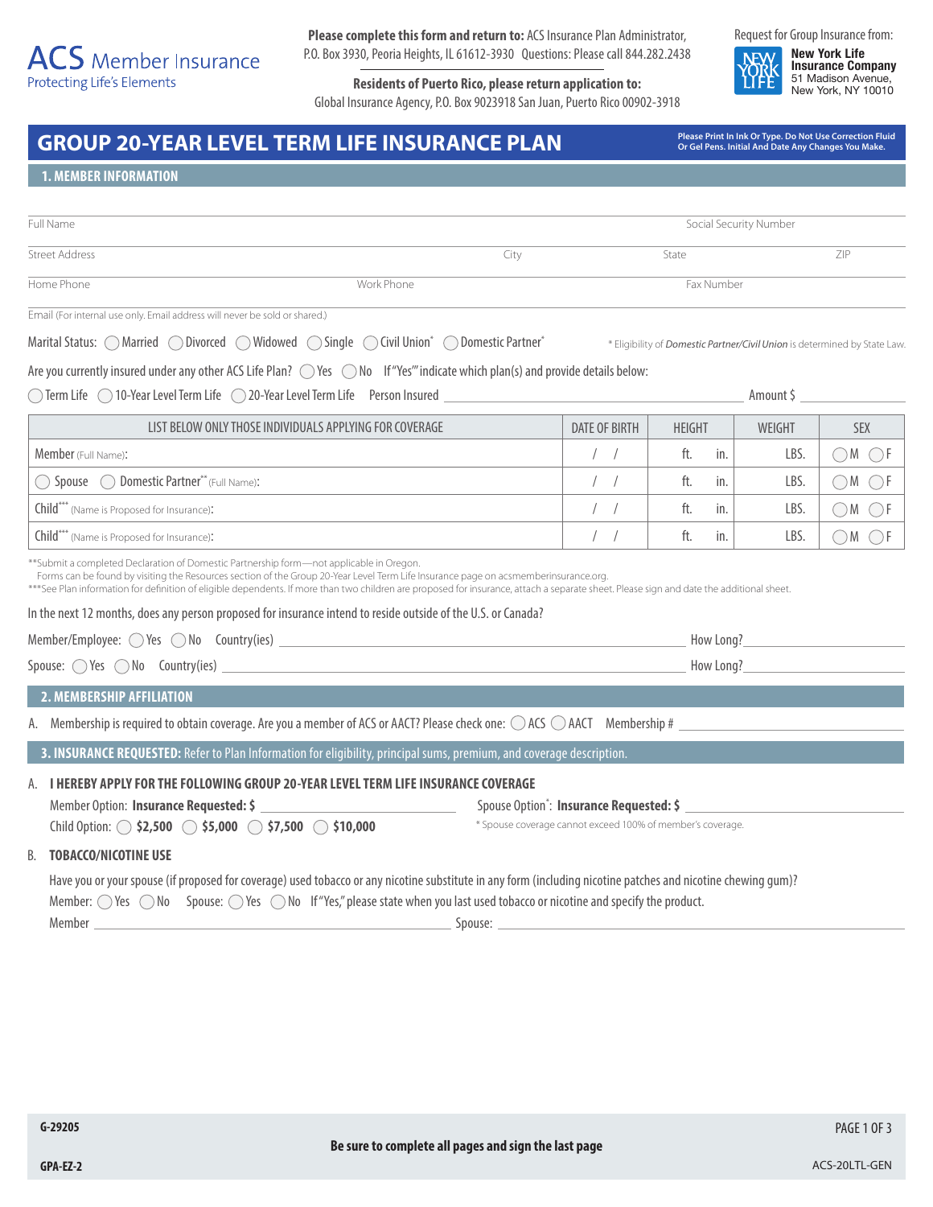ACS Member Insurance
Protecting Life's Elements

**Please complete this form and return to:** ACS Insurance Plan Administrator, P.O. Box 3930, Peoria Heights, IL 61612-3930 Questions: Please call 844.282.2438

**Residents of Puerto Rico, please return application to:**
Global Insurance Agency, P.O. Box 9023918 San Juan, Puerto Rico 00902-3918

Request for Group Insurance from:
**New York Life Insurance Company**
51 Madison Avenue, New York, NY 10010

# GROUP 20-YEAR LEVEL TERM LIFE INSURANCE PLAN

**Please Print In Ink Or Type. Do Not Use Correction Fluid Or Gel Pens. Initial And Date Any Changes You Make.**

## 1. MEMBER INFORMATION

Full Name ____________________ Social Security Number ____________________

Street Address ____________________ City ____________ State ______ ZIP ______

Home Phone ____________ Work Phone ____________ Fax Number ____________

Email (For internal use only. Email address will never be sold or shared.) ____________________

Marital Status: ◯ Married ◯ Divorced ◯ Widowed ◯ Single ◯ Civil Union* ◯ Domestic Partner*

\* Eligibility of *Domestic Partner/Civil Union* is determined by State Law.

Are you currently insured under any other ACS Life Plan? ◯ Yes ◯ No If "Yes" indicate which plan(s) and provide details below:

◯ Term Life ◯ 10-Year Level Term Life ◯ 20-Year Level Term Life Person Insured ____________________ Amount $ ________

| LIST BELOW ONLY THOSE INDIVIDUALS APPLYING FOR COVERAGE | DATE OF BIRTH | HEIGHT | WEIGHT | SEX |
|---|---|---|---|---|
| Member (Full Name): | / / | ft. in. | LBS. | ◯M ◯F |
| ◯ Spouse ◯ Domestic Partner** (Full Name): | / / | ft. in. | LBS. | ◯M ◯F |
| Child*** (Name is Proposed for Insurance): | / / | ft. in. | LBS. | ◯M ◯F |
| Child*** (Name is Proposed for Insurance): | / / | ft. in. | LBS. | ◯M ◯F |

\*\*Submit a completed Declaration of Domestic Partnership form—not applicable in Oregon.
Forms can be found by visiting the Resources section of the Group 20-Year Level Term Life Insurance page on acsmemberinsurance.org.
\*\*\*See Plan information for definition of eligible dependents. If more than two children are proposed for insurance, attach a separate sheet. Please sign and date the additional sheet.

In the next 12 months, does any person proposed for insurance intend to reside outside of the U.S. or Canada?

Member/Employee: ◯ Yes ◯ No Country(ies) ____________________ How Long? ________

Spouse: ◯ Yes ◯ No Country(ies) ____________________ How Long? ________

## 2. MEMBERSHIP AFFILIATION

A. Membership is required to obtain coverage. Are you a member of ACS or AACT? Please check one: ◯ ACS ◯ AACT Membership # ____________

## 3. INSURANCE REQUESTED: Refer to Plan Information for eligibility, principal sums, premium, and coverage description.

A. **I HEREBY APPLY FOR THE FOLLOWING GROUP 20-YEAR LEVEL TERM LIFE INSURANCE COVERAGE**

Member Option: **Insurance Requested: $** ____________ Spouse Option*: **Insurance Requested: $** ____________

Child Option: ◯ **$2,500** ◯ **$5,000** ◯ **$7,500** ◯ **$10,000**

\* Spouse coverage cannot exceed 100% of member's coverage.

B. **TOBACCO/NICOTINE USE**

Have you or your spouse (if proposed for coverage) used tobacco or any nicotine substitute in any form (including nicotine patches and nicotine chewing gum)?

Member: ◯ Yes ◯ No Spouse: ◯ Yes ◯ No If "Yes," please state when you last used tobacco or nicotine and specify the product.

Member ____________________ Spouse: ____________________

G-29205

GPA-EZ-2

**Be sure to complete all pages and sign the last page**

ACS-20LTL-GEN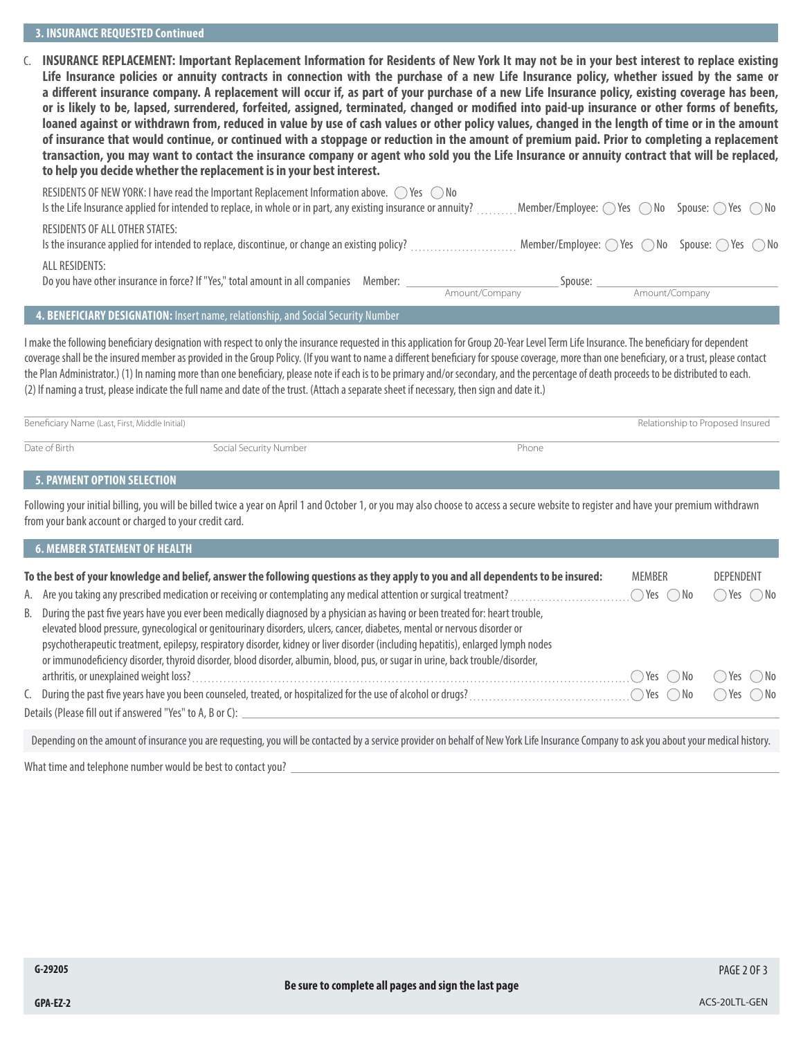## 3. INSURANCE REQUESTED Continued

C. **INSURANCE REPLACEMENT: Important Replacement Information for Residents of New York It may not be in your best interest to replace existing Life Insurance policies or annuity contracts in connection with the purchase of a new Life Insurance policy, whether issued by the same or a different insurance company. A replacement will occur if, as part of your purchase of a new Life Insurance policy, existing coverage has been, or is likely to be, lapsed, surrendered, forfeited, assigned, terminated, changed or modified into paid-up insurance or other forms of benefits, loaned against or withdrawn from, reduced in value by use of cash values or other policy values, changed in the length of time or in the amount of insurance that would continue, or continued with a stoppage or reduction in the amount of premium paid. Prior to completing a replacement transaction, you may want to contact the insurance company or agent who sold you the Life Insurance or annuity contract that will be replaced, to help you decide whether the replacement is in your best interest.**

RESIDENTS OF NEW YORK: I have read the Important Replacement Information above. ◯ Yes ◯ No

Is the Life Insurance applied for intended to replace, in whole or in part, any existing insurance or annuity? .......... Member/Employee: ◯ Yes ◯ No Spouse: ◯ Yes ◯ No

RESIDENTS OF ALL OTHER STATES:

Is the insurance applied for intended to replace, discontinue, or change an existing policy? .......... Member/Employee: ◯ Yes ◯ No Spouse: ◯ Yes ◯ No

ALL RESIDENTS:

Do you have other insurance in force? If "Yes," total amount in all companies Member: ______________ Spouse: ______________
Amount/Company Amount/Company

## 4. BENEFICIARY DESIGNATION: Insert name, relationship, and Social Security Number

I make the following beneficiary designation with respect to only the insurance requested in this application for Group 20-Year Level Term Life Insurance. The beneficiary for dependent coverage shall be the insured member as provided in the Group Policy. (If you want to name a different beneficiary for spouse coverage, more than one beneficiary, or a trust, please contact the Plan Administrator.) (1) In naming more than one beneficiary, please note if each is to be primary and/or secondary, and the percentage of death proceeds to be distributed to each. (2) If naming a trust, please indicate the full name and date of the trust. (Attach a separate sheet if necessary, then sign and date it.)

Beneficiary Name (Last, First, Middle Initial) ______________ Relationship to Proposed Insured ______________

Date of Birth ______________ Social Security Number ______________ Phone ______________

## 5. PAYMENT OPTION SELECTION

Following your initial billing, you will be billed twice a year on April 1 and October 1, or you may also choose to access a secure website to register and have your premium withdrawn from your bank account or charged to your credit card.

## 6. MEMBER STATEMENT OF HEALTH

| **To the best of your knowledge and belief, answer the following questions as they apply to you and all dependents to be insured:** | MEMBER | DEPENDENT |
|---|---|---|
| A. Are you taking any prescribed medication or receiving or contemplating any medical attention or surgical treatment? | ◯ Yes ◯ No | ◯ Yes ◯ No |
| B. During the past five years have you ever been medically diagnosed by a physician as having or been treated for: heart trouble, elevated blood pressure, gynecological or genitourinary disorders, ulcers, cancer, diabetes, mental or nervous disorder or psychotherapeutic treatment, epilepsy, respiratory disorder, kidney or liver disorder (including hepatitis), enlarged lymph nodes or immunodeficiency disorder, thyroid disorder, blood disorder, albumin, blood, pus, or sugar in urine, back trouble/disorder, arthritis, or unexplained weight loss? | ◯ Yes ◯ No | ◯ Yes ◯ No |
| C. During the past five years have you been counseled, treated, or hospitalized for the use of alcohol or drugs? | ◯ Yes ◯ No | ◯ Yes ◯ No |

Details (Please fill out if answered "Yes" to A, B or C): ______________

Depending on the amount of insurance you are requesting, you will be contacted by a service provider on behalf of New York Life Insurance Company to ask you about your medical history.

What time and telephone number would be best to contact you? ______________

G-29205

GPA-EZ-2

**Be sure to complete all pages and sign the last page**

ACS-20LTL-GEN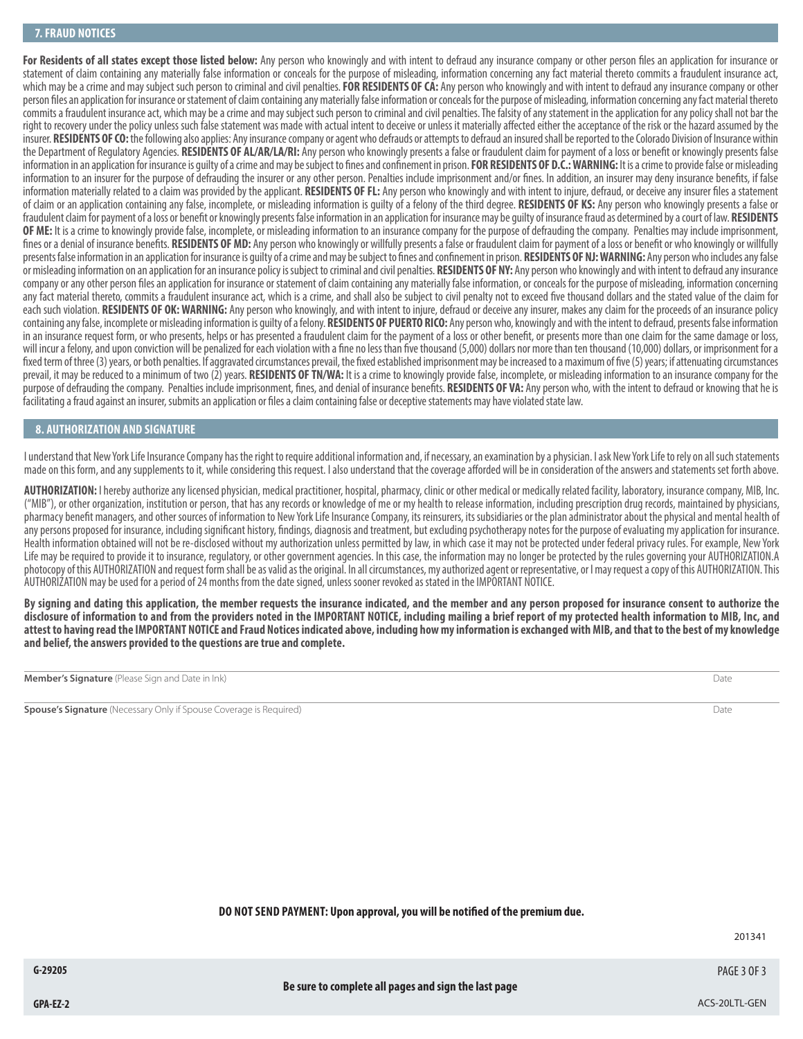## 7. FRAUD NOTICES

**For Residents of all states except those listed below:** Any person who knowingly and with intent to defraud any insurance company or other person files an application for insurance or statement of claim containing any materially false information or conceals for the purpose of misleading, information concerning any fact material thereto commits a fraudulent insurance act, which may be a crime and may subject such person to criminal and civil penalties. **FOR RESIDENTS OF CA:** Any person who knowingly and with intent to defraud any insurance company or other person files an application for insurance or statement of claim containing any materially false information or conceals for the purpose of misleading, information concerning any fact material thereto commits a fraudulent insurance act, which may be a crime and may subject such person to criminal and civil penalties. The falsity of any statement in the application for any policy shall not bar the right to recovery under the policy unless such false statement was made with actual intent to deceive or unless it materially affected either the acceptance of the risk or the hazard assumed by the insurer. **RESIDENTS OF CO:** the following also applies: Any insurance company or agent who defrauds or attempts to defraud an insured shall be reported to the Colorado Division of Insurance within the Department of Regulatory Agencies. **RESIDENTS OF AL/AR/LA/RI:** Any person who knowingly presents a false or fraudulent claim for payment of a loss or benefit or knowingly presents false information in an application for insurance is guilty of a crime and may be subject to fines and confinement in prison. **FOR RESIDENTS OF D.C.: WARNING:** It is a crime to provide false or misleading information to an insurer for the purpose of defrauding the insurer or any other person. Penalties include imprisonment and/or fines. In addition, an insurer may deny insurance benefits, if false information materially related to a claim was provided by the applicant. **RESIDENTS OF FL:** Any person who knowingly and with intent to injure, defraud, or deceive any insurer files a statement of claim or an application containing any false, incomplete, or misleading information is guilty of a felony of the third degree. **RESIDENTS OF KS:** Any person who knowingly presents a false or fraudulent claim for payment of a loss or benefit or knowingly presents false information in an application for insurance may be guilty of insurance fraud as determined by a court of law. **RESIDENTS OF ME:** It is a crime to knowingly provide false, incomplete, or misleading information to an insurance company for the purpose of defrauding the company. Penalties may include imprisonment, fines or a denial of insurance benefits. **RESIDENTS OF MD:** Any person who knowingly or willfully presents a false or fraudulent claim for payment of a loss or benefit or who knowingly or willfully presents false information in an application for insurance is guilty of a crime and may be subject to fines and confinement in prison. **RESIDENTS OF NJ: WARNING:** Any person who includes any false or misleading information on an application for an insurance policy is subject to criminal and civil penalties. **RESIDENTS OF NY:** Any person who knowingly and with intent to defraud any insurance company or any other person files an application for insurance or statement of claim containing any materially false information, or conceals for the purpose of misleading, information concerning any fact material thereto, commits a fraudulent insurance act, which is a crime, and shall also be subject to civil penalty not to exceed five thousand dollars and the stated value of the claim for each such violation. **RESIDENTS OF OK: WARNING:** Any person who knowingly, and with intent to injure, defraud or deceive any insurer, makes any claim for the proceeds of an insurance policy containing any false, incomplete or misleading information is guilty of a felony. **RESIDENTS OF PUERTO RICO:** Any person who, knowingly and with the intent to defraud, presents false information in an insurance request form, or who presents, helps or has presented a fraudulent claim for the payment of a loss or other benefit, or presents more than one claim for the same damage or loss, will incur a felony, and upon conviction will be penalized for each violation with a fine no less than five thousand (5,000) dollars nor more than ten thousand (10,000) dollars, or imprisonment for a fixed term of three (3) years, or both penalties. If aggravated circumstances prevail, the fixed established imprisonment may be increased to a maximum of five (5) years; if attenuating circumstances prevail, it may be reduced to a minimum of two (2) years. **RESIDENTS OF TN/WA:** It is a crime to knowingly provide false, incomplete, or misleading information to an insurance company for the purpose of defrauding the company. Penalties include imprisonment, fines, and denial of insurance benefits. **RESIDENTS OF VA:** Any person who, with the intent to defraud or knowing that he is facilitating a fraud against an insurer, submits an application or files a claim containing false or deceptive statements may have violated state law.

## 8. AUTHORIZATION AND SIGNATURE

I understand that New York Life Insurance Company has the right to require additional information and, if necessary, an examination by a physician. I ask New York Life to rely on all such statements made on this form, and any supplements to it, while considering this request. I also understand that the coverage afforded will be in consideration of the answers and statements set forth above.

**AUTHORIZATION:** I hereby authorize any licensed physician, medical practitioner, hospital, pharmacy, clinic or other medical or medically related facility, laboratory, insurance company, MIB, Inc. ("MIB"), or other organization, institution or person, that has any records or knowledge of me or my health to release information, including prescription drug records, maintained by physicians, pharmacy benefit managers, and other sources of information to New York Life Insurance Company, its reinsurers, its subsidiaries or the plan administrator about the physical and mental health of any persons proposed for insurance, including significant history, findings, diagnosis and treatment, but excluding psychotherapy notes for the purpose of evaluating my application for insurance. Health information obtained will not be re-disclosed without my authorization unless permitted by law, in which case it may not be protected under federal privacy rules. For example, New York Life may be required to provide it to insurance, regulatory, or other government agencies. In this case, the information may no longer be protected by the rules governing your AUTHORIZATION.A photocopy of this AUTHORIZATION and request form shall be as valid as the original. In all circumstances, my authorized agent or representative, or I may request a copy of this AUTHORIZATION. This AUTHORIZATION may be used for a period of 24 months from the date signed, unless sooner revoked as stated in the IMPORTANT NOTICE.

**By signing and dating this application, the member requests the insurance indicated, and the member and any person proposed for insurance consent to authorize the disclosure of information to and from the providers noted in the IMPORTANT NOTICE, including mailing a brief report of my protected health information to MIB, Inc, and attest to having read the IMPORTANT NOTICE and Fraud Notices indicated above, including how my information is exchanged with MIB, and that to the best of my knowledge and belief, the answers provided to the questions are true and complete.**

**Member's Signature** (Please Sign and Date in Ink) Date

**Spouse's Signature** (Necessary Only if Spouse Coverage is Required) Date

**DO NOT SEND PAYMENT: Upon approval, you will be notified of the premium due.**

201341

G-29205

**Be sure to complete all pages and sign the last page**

GPA-EZ-2

ACS-20LTL-GEN